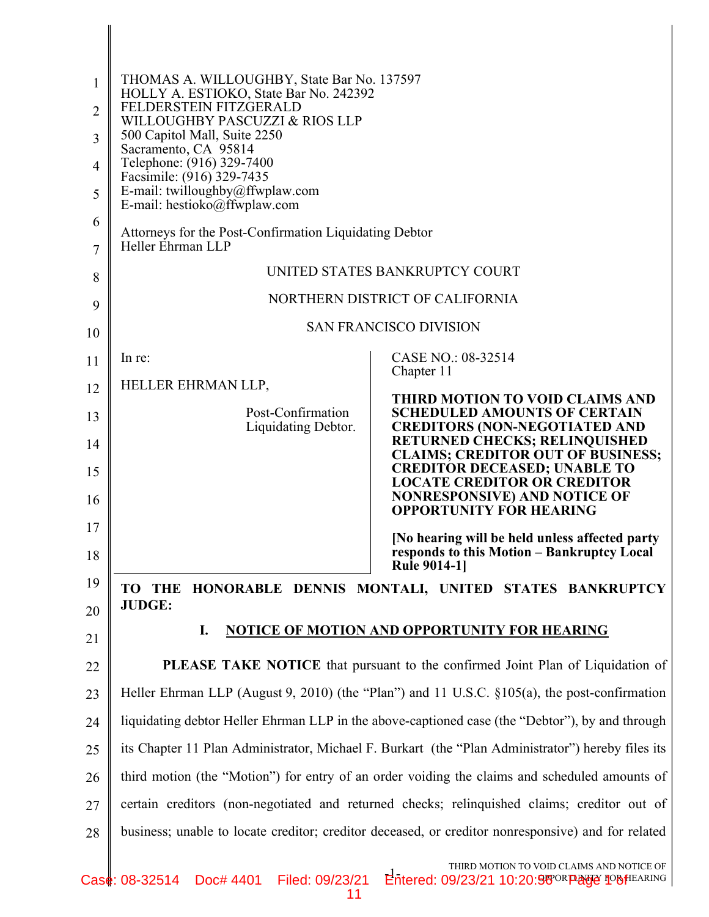THOMAS A. WILLOUGHBY, State Bar No. 137597
HOLLY A. ESTIOKO, State Bar No. 242392
FELDERSTEIN FITZGERALD
WILLOUGHBY PASCUZZI & RIOS LLP
500 Capitol Mall, Suite 2250
Sacramento, CA 95814
Telephone: (916) 329-7400
Facsimile: (916) 329-7435
E-mail: twilloughby@ffwplaw.com
E-mail: hestioko@ffwplaw.com

Attorneys for the Post-Confirmation Liquidating Debtor
Heller Ehrman LLP

UNITED STATES BANKRUPTCY COURT

NORTHERN DISTRICT OF CALIFORNIA

SAN FRANCISCO DIVISION

| | |
|---|---|
| In re:<br><br>HELLER EHRMAN LLP,<br><br>Post-Confirmation Liquidating Debtor. | CASE NO.: 08-32514<br>Chapter 11<br><br>**THIRD MOTION TO VOID CLAIMS AND SCHEDULED AMOUNTS OF CERTAIN CREDITORS (NON-NEGOTIATED AND RETURNED CHECKS; RELINQUISHED CLAIMS; CREDITOR OUT OF BUSINESS; CREDITOR DECEASED; UNABLE TO LOCATE CREDITOR OR CREDITOR NONRESPONSIVE) AND NOTICE OF OPPORTUNITY FOR HEARING**<br><br>**[No hearing will be held unless affected party responds to this Motion – Bankruptcy Local Rule 9014-1]** |

**TO THE HONORABLE DENNIS MONTALI, UNITED STATES BANKRUPTCY JUDGE:**

## I. NOTICE OF MOTION AND OPPORTUNITY FOR HEARING

**PLEASE TAKE NOTICE** that pursuant to the confirmed Joint Plan of Liquidation of Heller Ehrman LLP (August 9, 2010) (the "Plan") and 11 U.S.C. §105(a), the post-confirmation liquidating debtor Heller Ehrman LLP in the above-captioned case (the "Debtor"), by and through its Chapter 11 Plan Administrator, Michael F. Burkart (the "Plan Administrator") hereby files its third motion (the "Motion") for entry of an order voiding the claims and scheduled amounts of certain creditors (non-negotiated and returned checks; relinquished claims; creditor out of business; unable to locate creditor; creditor deceased, or creditor nonresponsive) and for related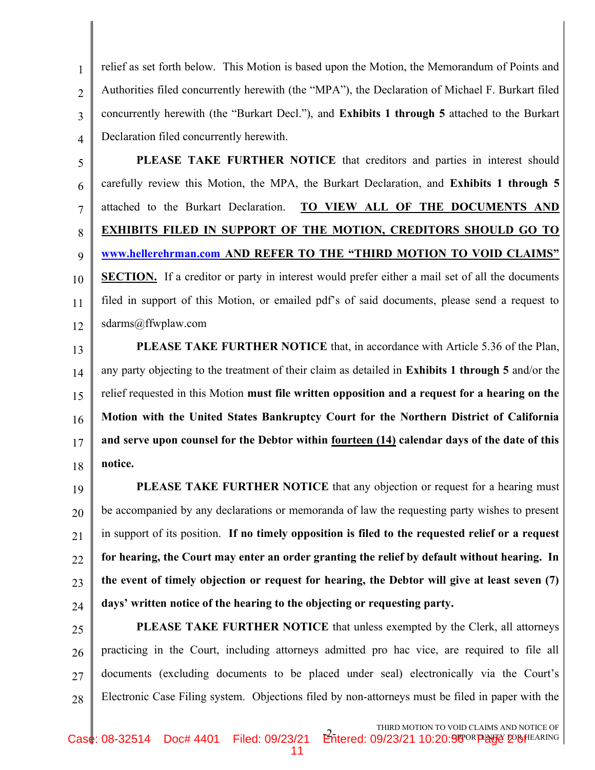relief as set forth below. This Motion is based upon the Motion, the Memorandum of Points and Authorities filed concurrently herewith (the "MPA"), the Declaration of Michael F. Burkart filed concurrently herewith (the "Burkart Decl."), and **Exhibits 1 through 5** attached to the Burkart Declaration filed concurrently herewith.

**PLEASE TAKE FURTHER NOTICE** that creditors and parties in interest should carefully review this Motion, the MPA, the Burkart Declaration, and **Exhibits 1 through 5** attached to the Burkart Declaration. **TO VIEW ALL OF THE DOCUMENTS AND EXHIBITS FILED IN SUPPORT OF THE MOTION, CREDITORS SHOULD GO TO www.hellerehrman.com AND REFER TO THE "THIRD MOTION TO VOID CLAIMS" SECTION.** If a creditor or party in interest would prefer either a mail set of all the documents filed in support of this Motion, or emailed pdf's of said documents, please send a request to sdarms@ffwplaw.com

**PLEASE TAKE FURTHER NOTICE** that, in accordance with Article 5.36 of the Plan, any party objecting to the treatment of their claim as detailed in **Exhibits 1 through 5** and/or the relief requested in this Motion **must file written opposition and a request for a hearing on the Motion with the United States Bankruptcy Court for the Northern District of California and serve upon counsel for the Debtor within fourteen (14) calendar days of the date of this notice.**

**PLEASE TAKE FURTHER NOTICE** that any objection or request for a hearing must be accompanied by any declarations or memoranda of law the requesting party wishes to present in support of its position. **If no timely opposition is filed to the requested relief or a request for hearing, the Court may enter an order granting the relief by default without hearing. In the event of timely objection or request for hearing, the Debtor will give at least seven (7) days' written notice of the hearing to the objecting or requesting party.**

**PLEASE TAKE FURTHER NOTICE** that unless exempted by the Clerk, all attorneys practicing in the Court, including attorneys admitted pro hac vice, are required to file all documents (excluding documents to be placed under seal) electronically via the Court's Electronic Case Filing system. Objections filed by non-attorneys must be filed in paper with the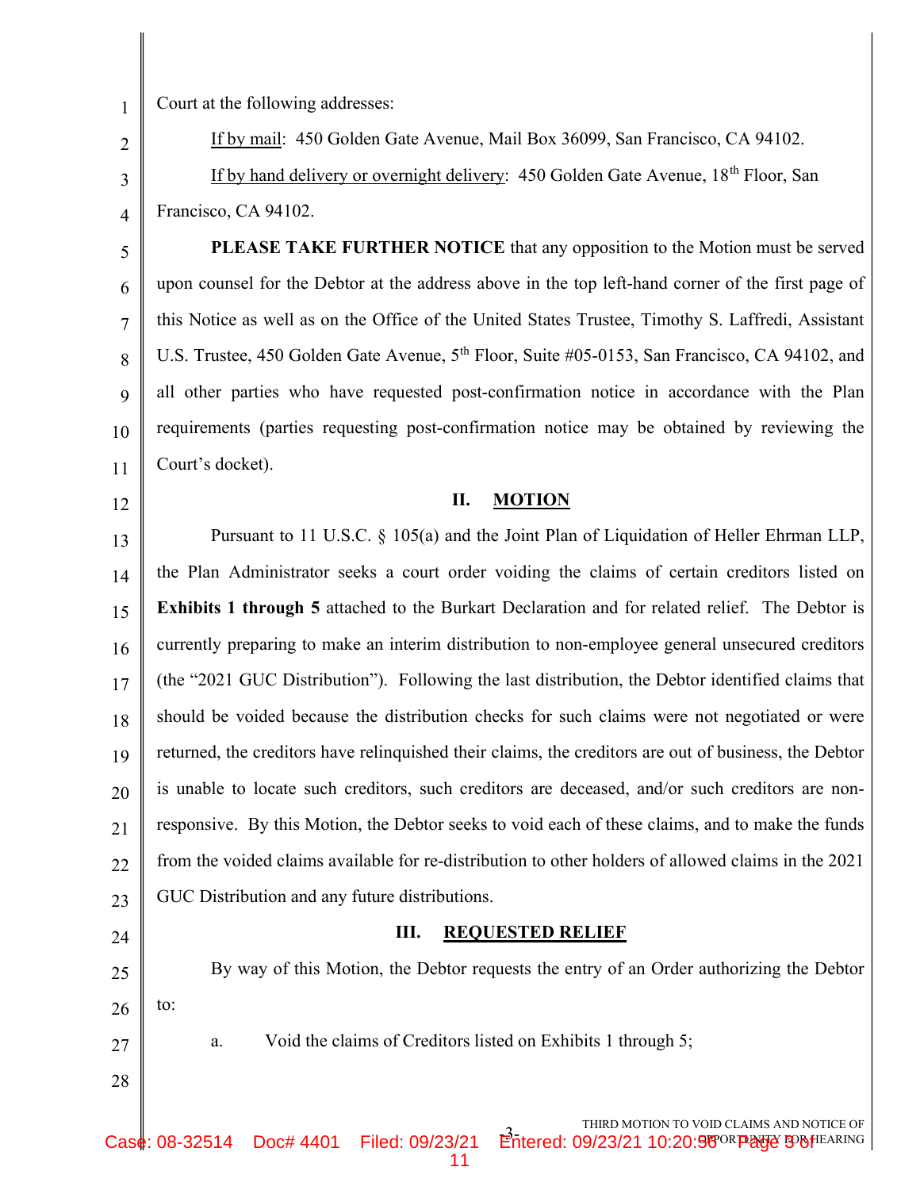Court at the following addresses:

If by mail: 450 Golden Gate Avenue, Mail Box 36099, San Francisco, CA 94102.

If by hand delivery or overnight delivery: 450 Golden Gate Avenue, 18th Floor, San Francisco, CA 94102.

**PLEASE TAKE FURTHER NOTICE** that any opposition to the Motion must be served upon counsel for the Debtor at the address above in the top left-hand corner of the first page of this Notice as well as on the Office of the United States Trustee, Timothy S. Laffredi, Assistant U.S. Trustee, 450 Golden Gate Avenue, 5th Floor, Suite #05-0153, San Francisco, CA 94102, and all other parties who have requested post-confirmation notice in accordance with the Plan requirements (parties requesting post-confirmation notice may be obtained by reviewing the Court's docket).

## II. MOTION

Pursuant to 11 U.S.C. § 105(a) and the Joint Plan of Liquidation of Heller Ehrman LLP, the Plan Administrator seeks a court order voiding the claims of certain creditors listed on **Exhibits 1 through 5** attached to the Burkart Declaration and for related relief. The Debtor is currently preparing to make an interim distribution to non-employee general unsecured creditors (the "2021 GUC Distribution"). Following the last distribution, the Debtor identified claims that should be voided because the distribution checks for such claims were not negotiated or were returned, the creditors have relinquished their claims, the creditors are out of business, the Debtor is unable to locate such creditors, such creditors are deceased, and/or such creditors are non-responsive. By this Motion, the Debtor seeks to void each of these claims, and to make the funds from the voided claims available for re-distribution to other holders of allowed claims in the 2021 GUC Distribution and any future distributions.

## III. REQUESTED RELIEF

By way of this Motion, the Debtor requests the entry of an Order authorizing the Debtor to:

a. Void the claims of Creditors listed on Exhibits 1 through 5;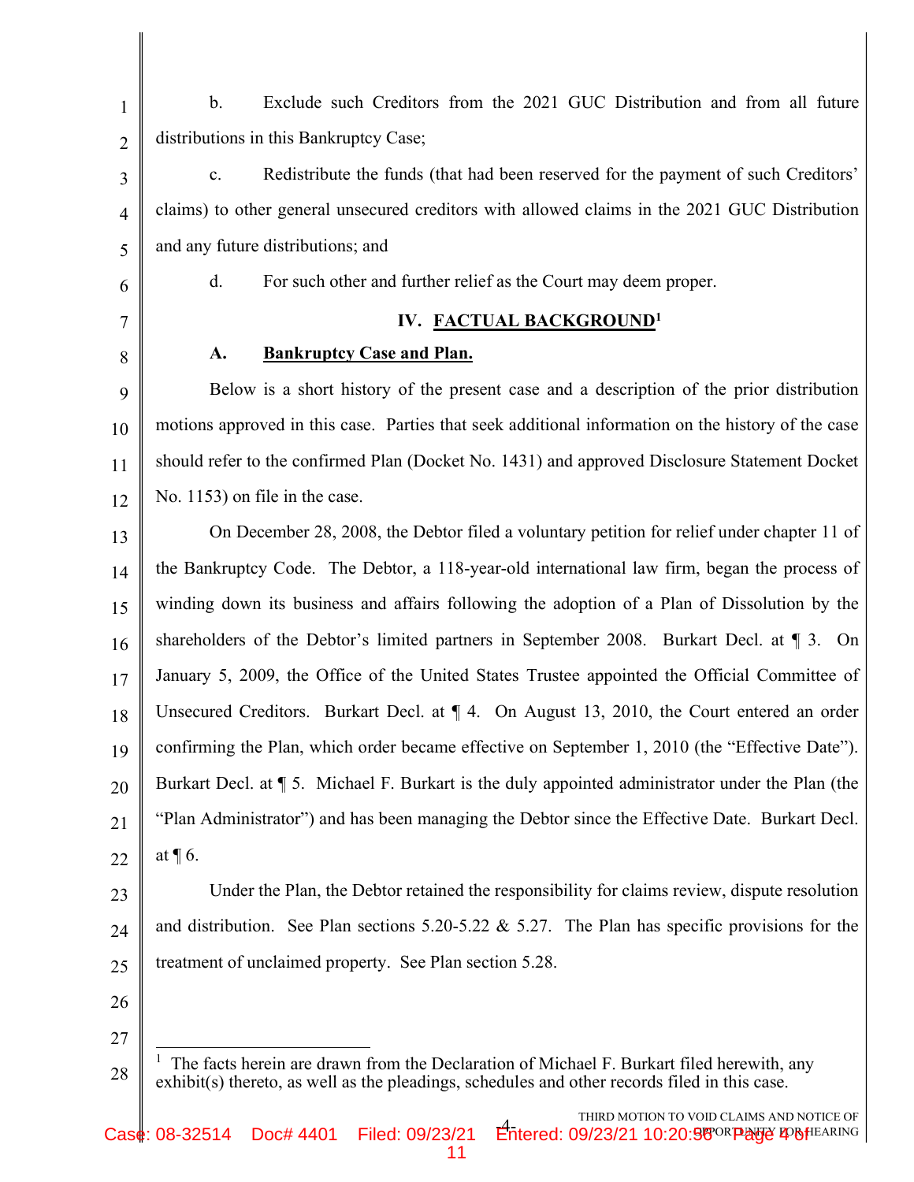b. Exclude such Creditors from the 2021 GUC Distribution and from all future distributions in this Bankruptcy Case;

c. Redistribute the funds (that had been reserved for the payment of such Creditors' claims) to other general unsecured creditors with allowed claims in the 2021 GUC Distribution and any future distributions; and

d. For such other and further relief as the Court may deem proper.

## IV. FACTUAL BACKGROUND[1]

### A. Bankruptcy Case and Plan.

Below is a short history of the present case and a description of the prior distribution motions approved in this case. Parties that seek additional information on the history of the case should refer to the confirmed Plan (Docket No. 1431) and approved Disclosure Statement Docket No. 1153) on file in the case.

On December 28, 2008, the Debtor filed a voluntary petition for relief under chapter 11 of the Bankruptcy Code. The Debtor, a 118-year-old international law firm, began the process of winding down its business and affairs following the adoption of a Plan of Dissolution by the shareholders of the Debtor's limited partners in September 2008. Burkart Decl. at ¶ 3. On January 5, 2009, the Office of the United States Trustee appointed the Official Committee of Unsecured Creditors. Burkart Decl. at ¶ 4. On August 13, 2010, the Court entered an order confirming the Plan, which order became effective on September 1, 2010 (the "Effective Date"). Burkart Decl. at ¶ 5. Michael F. Burkart is the duly appointed administrator under the Plan (the "Plan Administrator") and has been managing the Debtor since the Effective Date. Burkart Decl. at ¶ 6.

Under the Plan, the Debtor retained the responsibility for claims review, dispute resolution and distribution. See Plan sections 5.20-5.22 & 5.27. The Plan has specific provisions for the treatment of unclaimed property. See Plan section 5.28.

---

[1] The facts herein are drawn from the Declaration of Michael F. Burkart filed herewith, any exhibit(s) thereto, as well as the pleadings, schedules and other records filed in this case.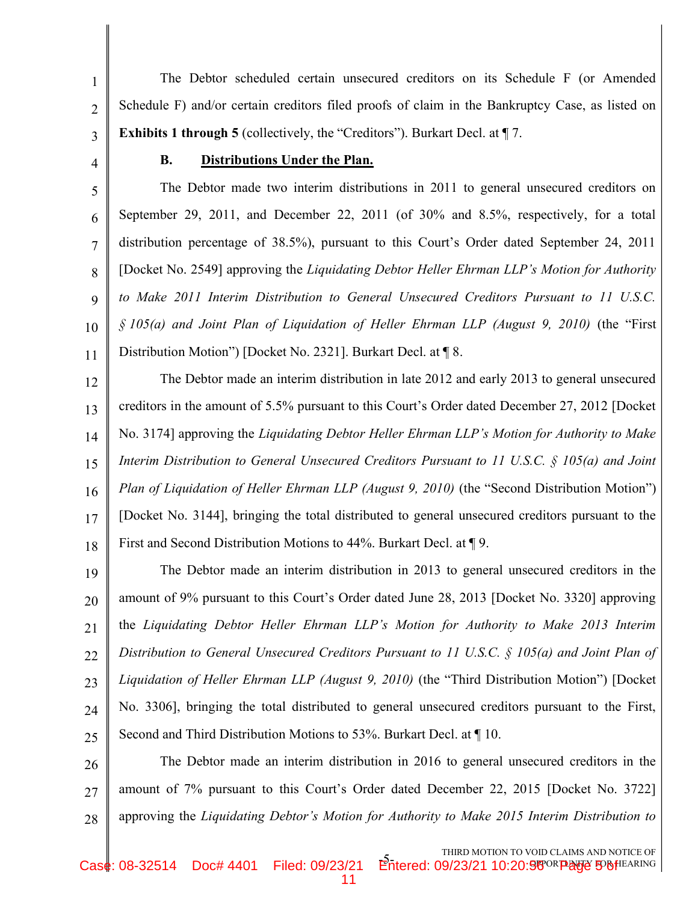The Debtor scheduled certain unsecured creditors on its Schedule F (or Amended Schedule F) and/or certain creditors filed proofs of claim in the Bankruptcy Case, as listed on **Exhibits 1 through 5** (collectively, the "Creditors"). Burkart Decl. at ¶ 7.

**B. Distributions Under the Plan.**

The Debtor made two interim distributions in 2011 to general unsecured creditors on September 29, 2011, and December 22, 2011 (of 30% and 8.5%, respectively, for a total distribution percentage of 38.5%), pursuant to this Court's Order dated September 24, 2011 [Docket No. 2549] approving the *Liquidating Debtor Heller Ehrman LLP's Motion for Authority to Make 2011 Interim Distribution to General Unsecured Creditors Pursuant to 11 U.S.C. § 105(a) and Joint Plan of Liquidation of Heller Ehrman LLP (August 9, 2010)* (the "First Distribution Motion") [Docket No. 2321]. Burkart Decl. at ¶ 8.

The Debtor made an interim distribution in late 2012 and early 2013 to general unsecured creditors in the amount of 5.5% pursuant to this Court's Order dated December 27, 2012 [Docket No. 3174] approving the *Liquidating Debtor Heller Ehrman LLP's Motion for Authority to Make Interim Distribution to General Unsecured Creditors Pursuant to 11 U.S.C. § 105(a) and Joint Plan of Liquidation of Heller Ehrman LLP (August 9, 2010)* (the "Second Distribution Motion") [Docket No. 3144], bringing the total distributed to general unsecured creditors pursuant to the First and Second Distribution Motions to 44%. Burkart Decl. at ¶ 9.

The Debtor made an interim distribution in 2013 to general unsecured creditors in the amount of 9% pursuant to this Court's Order dated June 28, 2013 [Docket No. 3320] approving the *Liquidating Debtor Heller Ehrman LLP's Motion for Authority to Make 2013 Interim Distribution to General Unsecured Creditors Pursuant to 11 U.S.C. § 105(a) and Joint Plan of Liquidation of Heller Ehrman LLP (August 9, 2010)* (the "Third Distribution Motion") [Docket No. 3306], bringing the total distributed to general unsecured creditors pursuant to the First, Second and Third Distribution Motions to 53%. Burkart Decl. at ¶ 10.

The Debtor made an interim distribution in 2016 to general unsecured creditors in the amount of 7% pursuant to this Court's Order dated December 22, 2015 [Docket No. 3722] approving the *Liquidating Debtor's Motion for Authority to Make 2015 Interim Distribution to*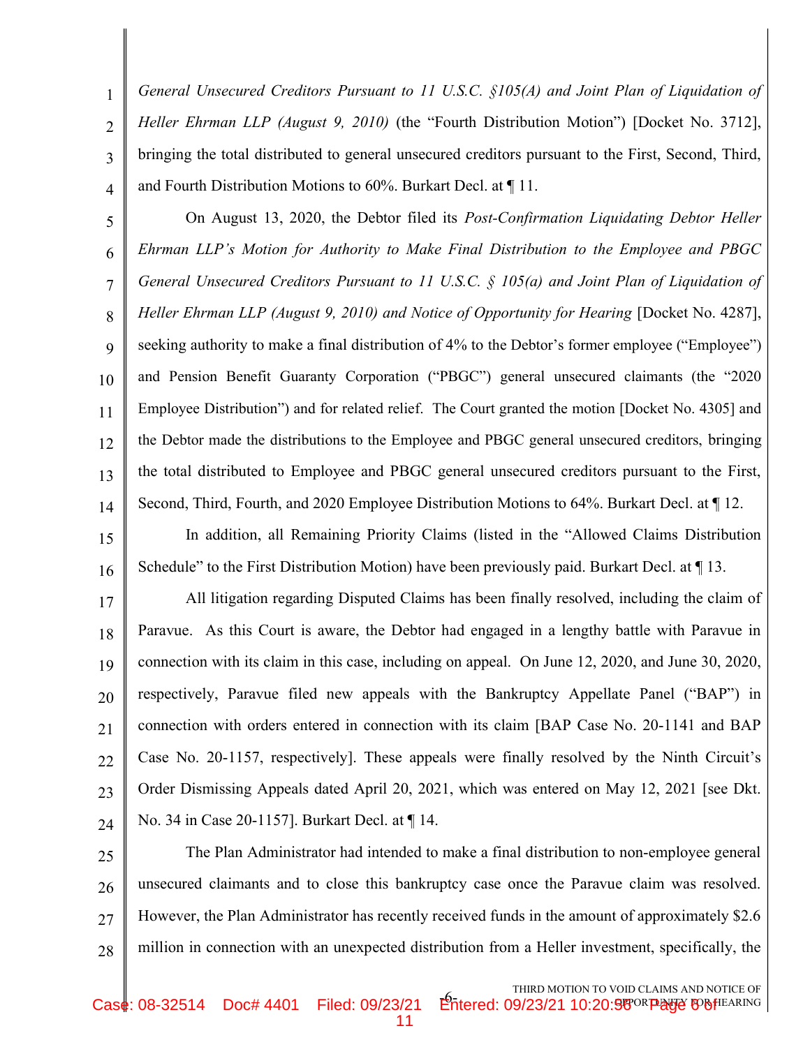*General Unsecured Creditors Pursuant to 11 U.S.C. §105(A) and Joint Plan of Liquidation of Heller Ehrman LLP (August 9, 2010)* (the "Fourth Distribution Motion") [Docket No. 3712], bringing the total distributed to general unsecured creditors pursuant to the First, Second, Third, and Fourth Distribution Motions to 60%. Burkart Decl. at ¶ 11.

On August 13, 2020, the Debtor filed its *Post-Confirmation Liquidating Debtor Heller Ehrman LLP's Motion for Authority to Make Final Distribution to the Employee and PBGC General Unsecured Creditors Pursuant to 11 U.S.C. § 105(a) and Joint Plan of Liquidation of Heller Ehrman LLP (August 9, 2010) and Notice of Opportunity for Hearing* [Docket No. 4287], seeking authority to make a final distribution of 4% to the Debtor's former employee ("Employee") and Pension Benefit Guaranty Corporation ("PBGC") general unsecured claimants (the "2020 Employee Distribution") and for related relief. The Court granted the motion [Docket No. 4305] and the Debtor made the distributions to the Employee and PBGC general unsecured creditors, bringing the total distributed to Employee and PBGC general unsecured creditors pursuant to the First, Second, Third, Fourth, and 2020 Employee Distribution Motions to 64%. Burkart Decl. at ¶ 12.

In addition, all Remaining Priority Claims (listed in the "Allowed Claims Distribution Schedule" to the First Distribution Motion) have been previously paid. Burkart Decl. at ¶ 13.

All litigation regarding Disputed Claims has been finally resolved, including the claim of Paravue. As this Court is aware, the Debtor had engaged in a lengthy battle with Paravue in connection with its claim in this case, including on appeal. On June 12, 2020, and June 30, 2020, respectively, Paravue filed new appeals with the Bankruptcy Appellate Panel ("BAP") in connection with orders entered in connection with its claim [BAP Case No. 20-1141 and BAP Case No. 20-1157, respectively]. These appeals were finally resolved by the Ninth Circuit's Order Dismissing Appeals dated April 20, 2021, which was entered on May 12, 2021 [see Dkt. No. 34 in Case 20-1157]. Burkart Decl. at ¶ 14.

The Plan Administrator had intended to make a final distribution to non-employee general unsecured claimants and to close this bankruptcy case once the Paravue claim was resolved. However, the Plan Administrator has recently received funds in the amount of approximately $2.6 million in connection with an unexpected distribution from a Heller investment, specifically, the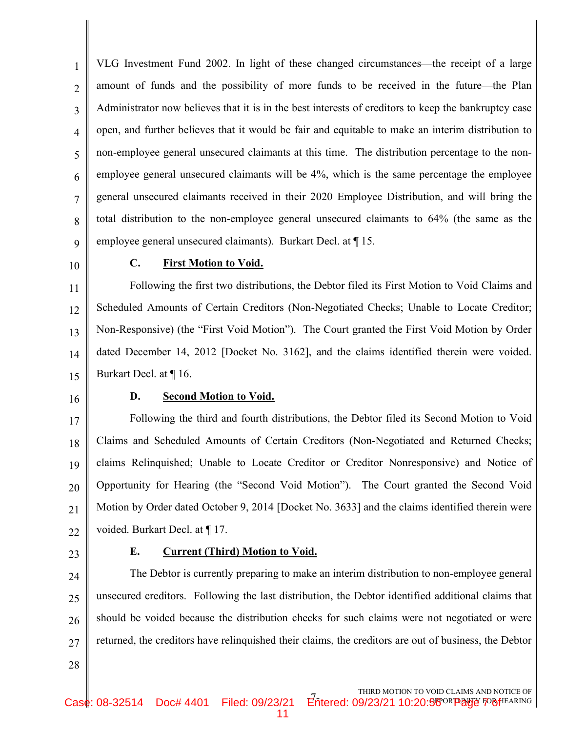VLG Investment Fund 2002. In light of these changed circumstances—the receipt of a large amount of funds and the possibility of more funds to be received in the future—the Plan Administrator now believes that it is in the best interests of creditors to keep the bankruptcy case open, and further believes that it would be fair and equitable to make an interim distribution to non-employee general unsecured claimants at this time. The distribution percentage to the non-employee general unsecured claimants will be 4%, which is the same percentage the employee general unsecured claimants received in their 2020 Employee Distribution, and will bring the total distribution to the non-employee general unsecured claimants to 64% (the same as the employee general unsecured claimants). Burkart Decl. at ¶ 15.

### C. First Motion to Void.

Following the first two distributions, the Debtor filed its First Motion to Void Claims and Scheduled Amounts of Certain Creditors (Non-Negotiated Checks; Unable to Locate Creditor; Non-Responsive) (the "First Void Motion"). The Court granted the First Void Motion by Order dated December 14, 2012 [Docket No. 3162], and the claims identified therein were voided. Burkart Decl. at ¶ 16.

### D. Second Motion to Void.

Following the third and fourth distributions, the Debtor filed its Second Motion to Void Claims and Scheduled Amounts of Certain Creditors (Non-Negotiated and Returned Checks; claims Relinquished; Unable to Locate Creditor or Creditor Nonresponsive) and Notice of Opportunity for Hearing (the "Second Void Motion"). The Court granted the Second Void Motion by Order dated October 9, 2014 [Docket No. 3633] and the claims identified therein were voided. Burkart Decl. at ¶ 17.

### E. Current (Third) Motion to Void.

The Debtor is currently preparing to make an interim distribution to non-employee general unsecured creditors. Following the last distribution, the Debtor identified additional claims that should be voided because the distribution checks for such claims were not negotiated or were returned, the creditors have relinquished their claims, the creditors are out of business, the Debtor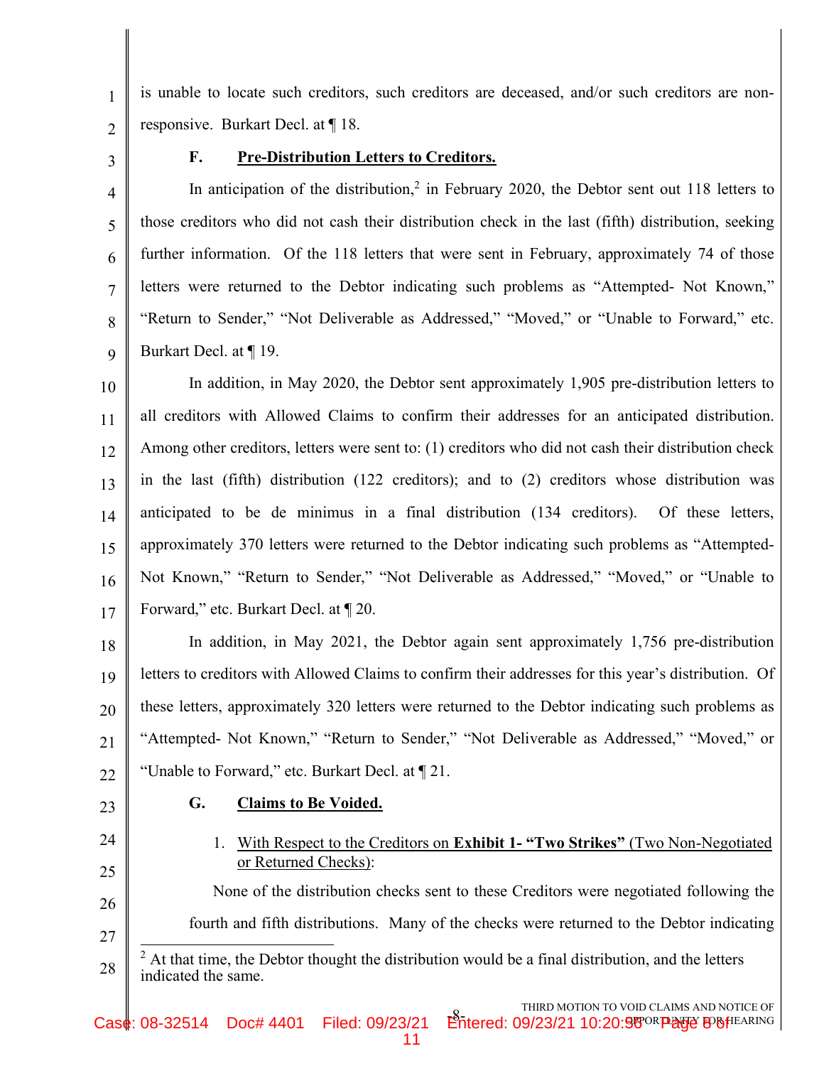is unable to locate such creditors, such creditors are deceased, and/or such creditors are non-responsive. Burkart Decl. at ¶ 18.

### F. Pre-Distribution Letters to Creditors.

In anticipation of the distribution,[2] in February 2020, the Debtor sent out 118 letters to those creditors who did not cash their distribution check in the last (fifth) distribution, seeking further information. Of the 118 letters that were sent in February, approximately 74 of those letters were returned to the Debtor indicating such problems as "Attempted- Not Known," "Return to Sender," "Not Deliverable as Addressed," "Moved," or "Unable to Forward," etc. Burkart Decl. at ¶ 19.

In addition, in May 2020, the Debtor sent approximately 1,905 pre-distribution letters to all creditors with Allowed Claims to confirm their addresses for an anticipated distribution. Among other creditors, letters were sent to: (1) creditors who did not cash their distribution check in the last (fifth) distribution (122 creditors); and to (2) creditors whose distribution was anticipated to be de minimus in a final distribution (134 creditors). Of these letters, approximately 370 letters were returned to the Debtor indicating such problems as "Attempted- Not Known," "Return to Sender," "Not Deliverable as Addressed," "Moved," or "Unable to Forward," etc. Burkart Decl. at ¶ 20.

In addition, in May 2021, the Debtor again sent approximately 1,756 pre-distribution letters to creditors with Allowed Claims to confirm their addresses for this year's distribution. Of these letters, approximately 320 letters were returned to the Debtor indicating such problems as "Attempted- Not Known," "Return to Sender," "Not Deliverable as Addressed," "Moved," or "Unable to Forward," etc. Burkart Decl. at ¶ 21.

### G. Claims to Be Voided.

1. With Respect to the Creditors on **Exhibit 1- "Two Strikes"** (Two Non-Negotiated or Returned Checks):

None of the distribution checks sent to these Creditors were negotiated following the fourth and fifth distributions. Many of the checks were returned to the Debtor indicating

---

[2] At that time, the Debtor thought the distribution would be a final distribution, and the letters indicated the same.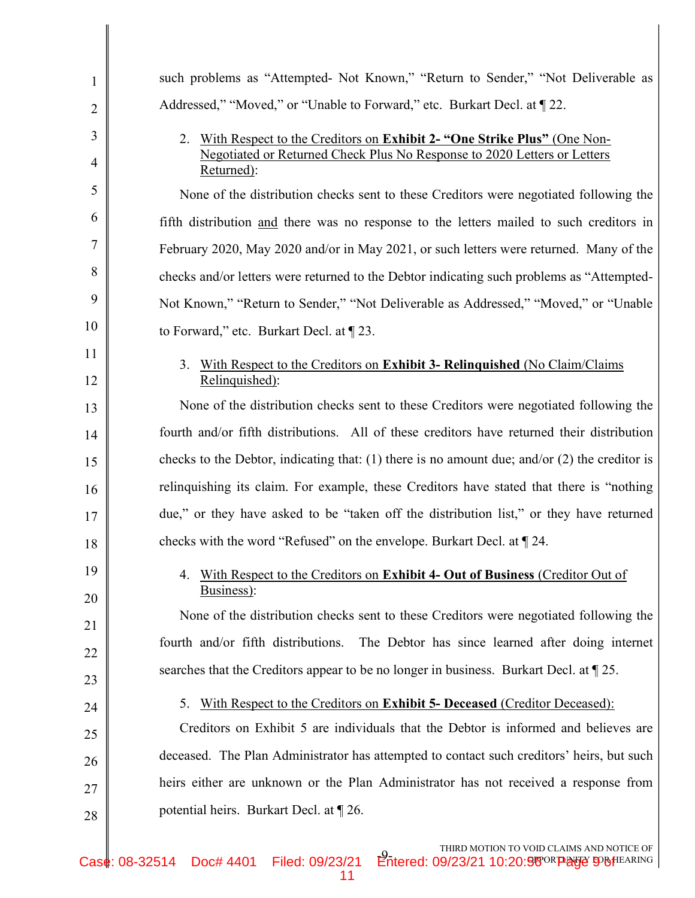such problems as "Attempted- Not Known," "Return to Sender," "Not Deliverable as Addressed," "Moved," or "Unable to Forward," etc. Burkart Decl. at ¶ 22.

2. With Respect to the Creditors on **Exhibit 2- "One Strike Plus"** (One Non-Negotiated or Returned Check Plus No Response to 2020 Letters or Letters Returned):

None of the distribution checks sent to these Creditors were negotiated following the fifth distribution and there was no response to the letters mailed to such creditors in February 2020, May 2020 and/or in May 2021, or such letters were returned. Many of the checks and/or letters were returned to the Debtor indicating such problems as "Attempted- Not Known," "Return to Sender," "Not Deliverable as Addressed," "Moved," or "Unable to Forward," etc. Burkart Decl. at ¶ 23.

3. With Respect to the Creditors on **Exhibit 3- Relinquished** (No Claim/Claims Relinquished):

None of the distribution checks sent to these Creditors were negotiated following the fourth and/or fifth distributions. All of these creditors have returned their distribution checks to the Debtor, indicating that: (1) there is no amount due; and/or (2) the creditor is relinquishing its claim. For example, these Creditors have stated that there is "nothing due," or they have asked to be "taken off the distribution list," or they have returned checks with the word "Refused" on the envelope. Burkart Decl. at ¶ 24.

4. With Respect to the Creditors on **Exhibit 4- Out of Business** (Creditor Out of Business):

None of the distribution checks sent to these Creditors were negotiated following the fourth and/or fifth distributions. The Debtor has since learned after doing internet searches that the Creditors appear to be no longer in business. Burkart Decl. at ¶ 25.

5. With Respect to the Creditors on **Exhibit 5- Deceased** (Creditor Deceased):

Creditors on Exhibit 5 are individuals that the Debtor is informed and believes are deceased. The Plan Administrator has attempted to contact such creditors' heirs, but such heirs either are unknown or the Plan Administrator has not received a response from potential heirs. Burkart Decl. at ¶ 26.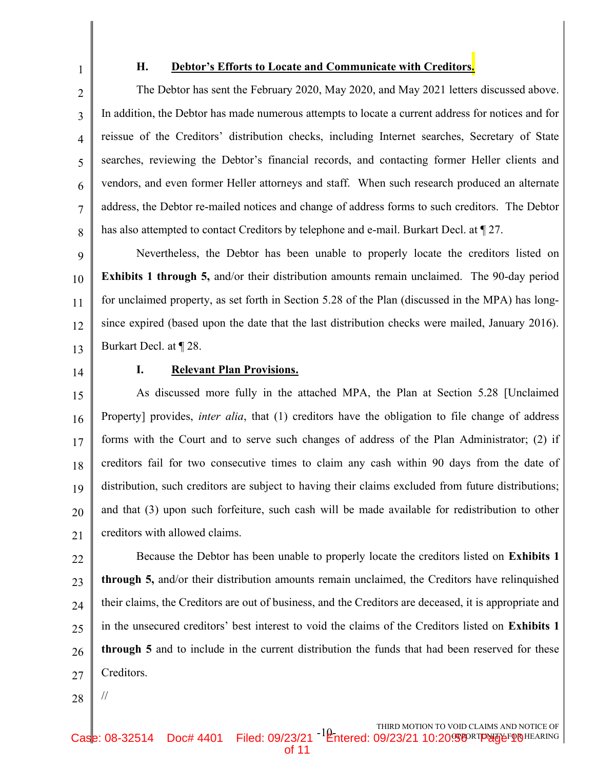### H. **Debtor's Efforts to Locate and Communicate with Creditors.**

The Debtor has sent the February 2020, May 2020, and May 2021 letters discussed above. In addition, the Debtor has made numerous attempts to locate a current address for notices and for reissue of the Creditors' distribution checks, including Internet searches, Secretary of State searches, reviewing the Debtor's financial records, and contacting former Heller clients and vendors, and even former Heller attorneys and staff. When such research produced an alternate address, the Debtor re-mailed notices and change of address forms to such creditors. The Debtor has also attempted to contact Creditors by telephone and e-mail. Burkart Decl. at ¶ 27.

Nevertheless, the Debtor has been unable to properly locate the creditors listed on **Exhibits 1 through 5,** and/or their distribution amounts remain unclaimed. The 90-day period for unclaimed property, as set forth in Section 5.28 of the Plan (discussed in the MPA) has long-since expired (based upon the date that the last distribution checks were mailed, January 2016). Burkart Decl. at ¶ 28.

### I. **Relevant Plan Provisions.**

As discussed more fully in the attached MPA, the Plan at Section 5.28 [Unclaimed Property] provides, *inter alia*, that (1) creditors have the obligation to file change of address forms with the Court and to serve such changes of address of the Plan Administrator; (2) if creditors fail for two consecutive times to claim any cash within 90 days from the date of distribution, such creditors are subject to having their claims excluded from future distributions; and that (3) upon such forfeiture, such cash will be made available for redistribution to other creditors with allowed claims.

Because the Debtor has been unable to properly locate the creditors listed on **Exhibits 1 through 5,** and/or their distribution amounts remain unclaimed, the Creditors have relinquished their claims, the Creditors are out of business, and the Creditors are deceased, it is appropriate and in the unsecured creditors' best interest to void the claims of the Creditors listed on **Exhibits 1 through 5** and to include in the current distribution the funds that had been reserved for these Creditors.

//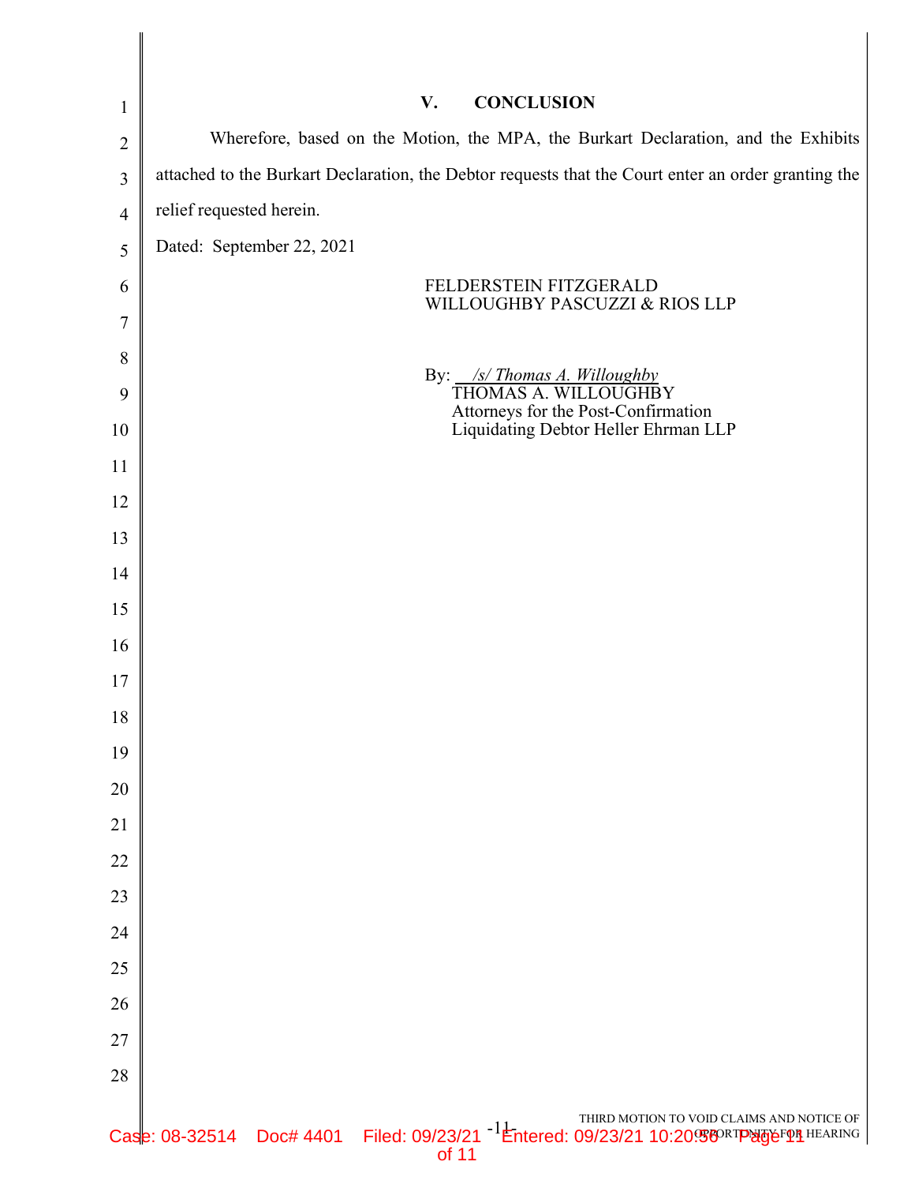## V. CONCLUSION

Wherefore, based on the Motion, the MPA, the Burkart Declaration, and the Exhibits attached to the Burkart Declaration, the Debtor requests that the Court enter an order granting the relief requested herein.

Dated: September 22, 2021

FELDERSTEIN FITZGERALD
WILLOUGHBY PASCUZZI & RIOS LLP

By: *\_\_/s/ Thomas A. Willoughby*
THOMAS A. WILLOUGHBY
Attorneys for the Post-Confirmation
Liquidating Debtor Heller Ehrman LLP